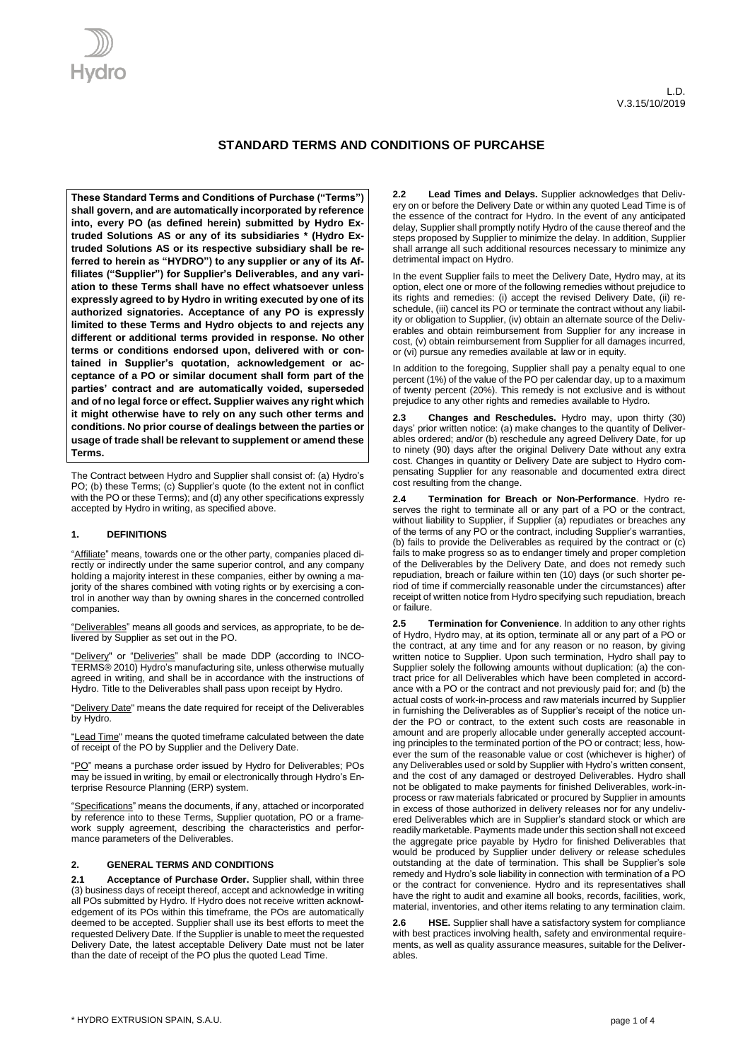L.D.
V.3.15/10/2019

# STANDARD TERMS AND CONDITIONS OF PURCAHSE

**These Standard Terms and Conditions of Purchase ("Terms") shall govern, and are automatically incorporated by reference into, every PO (as defined herein) submitted by Hydro Extruded Solutions AS or any of its subsidiaries * (Hydro Extruded Solutions AS or its respective subsidiary shall be referred to herein as "HYDRO") to any supplier or any of its Affiliates ("Supplier") for Supplier's Deliverables, and any variation to these Terms shall have no effect whatsoever unless expressly agreed to by Hydro in writing executed by one of its authorized signatories. Acceptance of any PO is expressly limited to these Terms and Hydro objects to and rejects any different or additional terms provided in response. No other terms or conditions endorsed upon, delivered with or contained in Supplier's quotation, acknowledgement or acceptance of a PO or similar document shall form part of the parties' contract and are automatically voided, superseded and of no legal force or effect. Supplier waives any right which it might otherwise have to rely on any such other terms and conditions. No prior course of dealings between the parties or usage of trade shall be relevant to supplement or amend these Terms.**

The Contract between Hydro and Supplier shall consist of: (a) Hydro's PO; (b) these Terms; (c) Supplier's quote (to the extent not in conflict with the PO or these Terms); and (d) any other specifications expressly accepted by Hydro in writing, as specified above.

## 1. DEFINITIONS

"Affiliate" means, towards one or the other party, companies placed directly or indirectly under the same superior control, and any company holding a majority interest in these companies, either by owning a majority of the shares combined with voting rights or by exercising a control in another way than by owning shares in the concerned controlled companies.

"Deliverables" means all goods and services, as appropriate, to be delivered by Supplier as set out in the PO.

"Delivery" or "Deliveries" shall be made DDP (according to INCOTERMS® 2010) Hydro's manufacturing site, unless otherwise mutually agreed in writing, and shall be in accordance with the instructions of Hydro. Title to the Deliverables shall pass upon receipt by Hydro.

"Delivery Date" means the date required for receipt of the Deliverables by Hydro.

"Lead Time" means the quoted timeframe calculated between the date of receipt of the PO by Supplier and the Delivery Date.

"PO" means a purchase order issued by Hydro for Deliverables; POs may be issued in writing, by email or electronically through Hydro's Enterprise Resource Planning (ERP) system.

"Specifications" means the documents, if any, attached or incorporated by reference into to these Terms, Supplier quotation, PO or a framework supply agreement, describing the characteristics and performance parameters of the Deliverables.

## 2. GENERAL TERMS AND CONDITIONS

**2.1 Acceptance of Purchase Order.** Supplier shall, within three (3) business days of receipt thereof, accept and acknowledge in writing all POs submitted by Hydro. If Hydro does not receive written acknowledgement of its POs within this timeframe, the POs are automatically deemed to be accepted. Supplier shall use its best efforts to meet the requested Delivery Date. If the Supplier is unable to meet the requested Delivery Date, the latest acceptable Delivery Date must not be later than the date of receipt of the PO plus the quoted Lead Time.

**2.2 Lead Times and Delays.** Supplier acknowledges that Delivery on or before the Delivery Date or within any quoted Lead Time is of the essence of the contract for Hydro. In the event of any anticipated delay, Supplier shall promptly notify Hydro of the cause thereof and the steps proposed by Supplier to minimize the delay. In addition, Supplier shall arrange all such additional resources necessary to minimize any detrimental impact on Hydro.

In the event Supplier fails to meet the Delivery Date, Hydro may, at its option, elect one or more of the following remedies without prejudice to its rights and remedies: (i) accept the revised Delivery Date, (ii) reschedule, (iii) cancel its PO or terminate the contract without any liability or obligation to Supplier, (iv) obtain an alternate source of the Deliverables and obtain reimbursement from Supplier for any increase in cost, (v) obtain reimbursement from Supplier for all damages incurred, or (vi) pursue any remedies available at law or in equity.

In addition to the foregoing, Supplier shall pay a penalty equal to one percent (1%) of the value of the PO per calendar day, up to a maximum of twenty percent (20%). This remedy is not exclusive and is without prejudice to any other rights and remedies available to Hydro.

**2.3 Changes and Reschedules.** Hydro may, upon thirty (30) days' prior written notice: (a) make changes to the quantity of Deliverables ordered; and/or (b) reschedule any agreed Delivery Date, for up to ninety (90) days after the original Delivery Date without any extra cost. Changes in quantity or Delivery Date are subject to Hydro compensating Supplier for any reasonable and documented extra direct cost resulting from the change.

**2.4 Termination for Breach or Non-Performance**. Hydro reserves the right to terminate all or any part of a PO or the contract, without liability to Supplier, if Supplier (a) repudiates or breaches any of the terms of any PO or the contract, including Supplier's warranties, (b) fails to provide the Deliverables as required by the contract or (c) fails to make progress so as to endanger timely and proper completion of the Deliverables by the Delivery Date, and does not remedy such repudiation, breach or failure within ten (10) days (or such shorter period of time if commercially reasonable under the circumstances) after receipt of written notice from Hydro specifying such repudiation, breach or failure.

**2.5 Termination for Convenience**. In addition to any other rights of Hydro, Hydro may, at its option, terminate all or any part of a PO or the contract, at any time and for any reason or no reason, by giving written notice to Supplier. Upon such termination, Hydro shall pay to Supplier solely the following amounts without duplication: (a) the contract price for all Deliverables which have been completed in accordance with a PO or the contract and not previously paid for; and (b) the actual costs of work-in-process and raw materials incurred by Supplier in furnishing the Deliverables as of Supplier's receipt of the notice under the PO or contract, to the extent such costs are reasonable in amount and are properly allocable under generally accepted accounting principles to the terminated portion of the PO or contract; less, however the sum of the reasonable value or cost (whichever is higher) of any Deliverables used or sold by Supplier with Hydro's written consent, and the cost of any damaged or destroyed Deliverables. Hydro shall not be obligated to make payments for finished Deliverables, work-in-process or raw materials fabricated or procured by Supplier in amounts in excess of those authorized in delivery releases nor for any undelivered Deliverables which are in Supplier's standard stock or which are readily marketable. Payments made under this section shall not exceed the aggregate price payable by Hydro for finished Deliverables that would be produced by Supplier under delivery or release schedules outstanding at the date of termination. This shall be Supplier's sole remedy and Hydro's sole liability in connection with termination of a PO or the contract for convenience. Hydro and its representatives shall have the right to audit and examine all books, records, facilities, work, material, inventories, and other items relating to any termination claim.

**2.6 HSE.** Supplier shall have a satisfactory system for compliance with best practices involving health, safety and environmental requirements, as well as quality assurance measures, suitable for the Deliverables.

* HYDRO EXTRUSION SPAIN, S.A.U.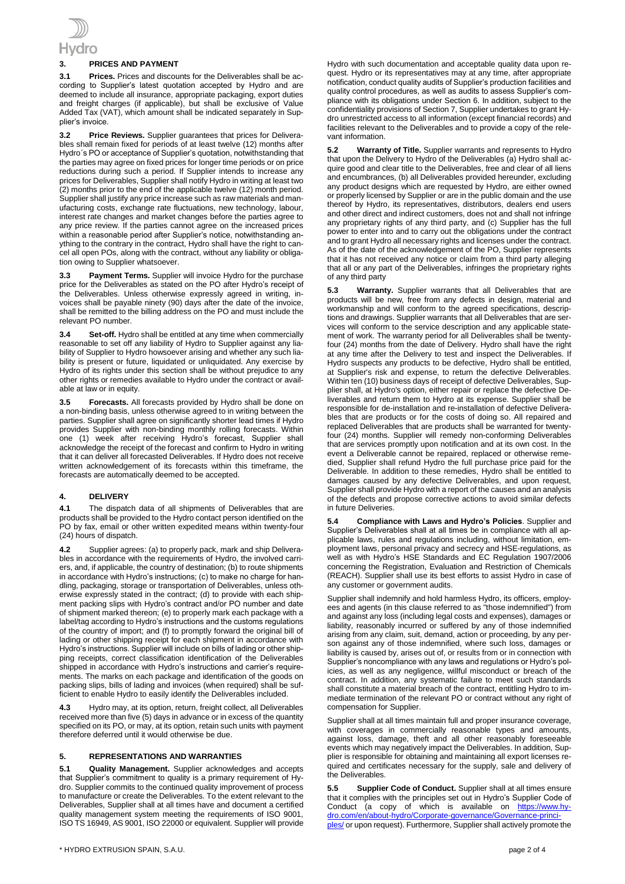## 3. PRICES AND PAYMENT

**3.1 Prices.** Prices and discounts for the Deliverables shall be according to Supplier's latest quotation accepted by Hydro and are deemed to include all insurance, appropriate packaging, export duties and freight charges (if applicable), but shall be exclusive of Value Added Tax (VAT), which amount shall be indicated separately in Supplier's invoice.

**3.2 Price Reviews.** Supplier guarantees that prices for Deliverables shall remain fixed for periods of at least twelve (12) months after Hydro´s PO or acceptance of Supplier's quotation, notwithstanding that the parties may agree on fixed prices for longer time periods or on price reductions during such a period. If Supplier intends to increase any prices for Deliverables, Supplier shall notify Hydro in writing at least two (2) months prior to the end of the applicable twelve (12) month period. Supplier shall justify any price increase such as raw materials and manufacturing costs, exchange rate fluctuations, new technology, labour, interest rate changes and market changes before the parties agree to any price review. If the parties cannot agree on the increased prices within a reasonable period after Supplier's notice, notwithstanding anything to the contrary in the contract, Hydro shall have the right to cancel all open POs, along with the contract, without any liability or obligation owing to Supplier whatsoever.

**3.3 Payment Terms.** Supplier will invoice Hydro for the purchase price for the Deliverables as stated on the PO after Hydro's receipt of the Deliverables. Unless otherwise expressly agreed in writing, invoices shall be payable ninety (90) days after the date of the invoice, shall be remitted to the billing address on the PO and must include the relevant PO number.

**3.4 Set-off.** Hydro shall be entitled at any time when commercially reasonable to set off any liability of Hydro to Supplier against any liability of Supplier to Hydro howsoever arising and whether any such liability is present or future, liquidated or unliquidated. Any exercise by Hydro of its rights under this section shall be without prejudice to any other rights or remedies available to Hydro under the contract or available at law or in equity.

**3.5 Forecasts.** All forecasts provided by Hydro shall be done on a non-binding basis, unless otherwise agreed to in writing between the parties. Supplier shall agree on significantly shorter lead times if Hydro provides Supplier with non-binding monthly rolling forecasts. Within one (1) week after receiving Hydro's forecast, Supplier shall acknowledge the receipt of the forecast and confirm to Hydro in writing that it can deliver all forecasted Deliverables. If Hydro does not receive written acknowledgement of its forecasts within this timeframe, the forecasts are automatically deemed to be accepted.

## 4. DELIVERY

**4.1** The dispatch data of all shipments of Deliverables that are products shall be provided to the Hydro contact person identified on the PO by fax, email or other written expedited means within twenty-four (24) hours of dispatch.

**4.2** Supplier agrees: (a) to properly pack, mark and ship Deliverables in accordance with the requirements of Hydro, the involved carriers, and, if applicable, the country of destination; (b) to route shipments in accordance with Hydro's instructions; (c) to make no charge for handling, packaging, storage or transportation of Deliverables, unless otherwise expressly stated in the contract; (d) to provide with each shipment packing slips with Hydro's contract and/or PO number and date of shipment marked thereon; (e) to properly mark each package with a label/tag according to Hydro's instructions and the customs regulations of the country of import; and (f) to promptly forward the original bill of lading or other shipping receipt for each shipment in accordance with Hydro's instructions. Supplier will include on bills of lading or other shipping receipts, correct classification identification of the Deliverables shipped in accordance with Hydro's instructions and carrier's requirements. The marks on each package and identification of the goods on packing slips, bills of lading and invoices (when required) shall be sufficient to enable Hydro to easily identify the Deliverables included.

**4.3** Hydro may, at its option, return, freight collect, all Deliverables received more than five (5) days in advance or in excess of the quantity specified on its PO, or may, at its option, retain such units with payment therefore deferred until it would otherwise be due.

## 5. REPRESENTATIONS AND WARRANTIES

**5.1 Quality Management.** Supplier acknowledges and accepts that Supplier's commitment to quality is a primary requirement of Hydro. Supplier commits to the continued quality improvement of process to manufacture or create the Deliverables. To the extent relevant to the Deliverables, Supplier shall at all times have and document a certified quality management system meeting the requirements of ISO 9001, ISO TS 16949, AS 9001, ISO 22000 or equivalent. Supplier will provide Hydro with such documentation and acceptable quality data upon request. Hydro or its representatives may at any time, after appropriate notification, conduct quality audits of Supplier's production facilities and quality control procedures, as well as audits to assess Supplier's compliance with its obligations under Section 6. In addition, subject to the confidentiality provisions of Section 7, Supplier undertakes to grant Hydro unrestricted access to all information (except financial records) and facilities relevant to the Deliverables and to provide a copy of the relevant information.

**5.2 Warranty of Title.** Supplier warrants and represents to Hydro that upon the Delivery to Hydro of the Deliverables (a) Hydro shall acquire good and clear title to the Deliverables, free and clear of all liens and encumbrances, (b) all Deliverables provided hereunder, excluding any product designs which are requested by Hydro, are either owned or properly licensed by Supplier or are in the public domain and the use thereof by Hydro, its representatives, distributors, dealers end users and other direct and indirect customers, does not and shall not infringe any proprietary rights of any third party, and (c) Supplier has the full power to enter into and to carry out the obligations under the contract and to grant Hydro all necessary rights and licenses under the contract. As of the date of the acknowledgement of the PO, Supplier represents that it has not received any notice or claim from a third party alleging that all or any part of the Deliverables, infringes the proprietary rights of any third party

**5.3 Warranty.** Supplier warrants that all Deliverables that are products will be new, free from any defects in design, material and workmanship and will conform to the agreed specifications, descriptions and drawings. Supplier warrants that all Deliverables that are services will conform to the service description and any applicable statement of work. The warranty period for all Deliverables shall be twenty-four (24) months from the date of Delivery. Hydro shall have the right at any time after the Delivery to test and inspect the Deliverables. If Hydro suspects any products to be defective, Hydro shall be entitled, at Supplier's risk and expense, to return the defective Deliverables. Within ten (10) business days of receipt of defective Deliverables, Supplier shall, at Hydro's option, either repair or replace the defective Deliverables and return them to Hydro at its expense. Supplier shall be responsible for de-installation and re-installation of defective Deliverables that are products or for the costs of doing so. All repaired and replaced Deliverables that are products shall be warranted for twenty-four (24) months. Supplier will remedy non-conforming Deliverables that are services promptly upon notification and at its own cost. In the event a Deliverable cannot be repaired, replaced or otherwise remedied, Supplier shall refund Hydro the full purchase price paid for the Deliverable. In addition to these remedies, Hydro shall be entitled to damages caused by any defective Deliverables, and upon request, Supplier shall provide Hydro with a report of the causes and an analysis of the defects and propose corrective actions to avoid similar defects in future Deliveries.

**5.4 Compliance with Laws and Hydro's Policies**. Supplier and Supplier's Deliverables shall at all times be in compliance with all applicable laws, rules and regulations including, without limitation, employment laws, personal privacy and secrecy and HSE-regulations, as well as with Hydro's HSE Standards and EC Regulation 1907/2006 concerning the Registration, Evaluation and Restriction of Chemicals (REACH). Supplier shall use its best efforts to assist Hydro in case of any customer or government audits.

Supplier shall indemnify and hold harmless Hydro, its officers, employees and agents (in this clause referred to as "those indemnified") from and against any loss (including legal costs and expenses), damages or liability, reasonably incurred or suffered by any of those indemnified arising from any claim, suit, demand, action or proceeding, by any person against any of those indemnified, where such loss, damages or liability is caused by, arises out of, or results from or in connection with Supplier's noncompliance with any laws and regulations or Hydro's policies, as well as any negligence, willful misconduct or breach of the contract. In addition, any systematic failure to meet such standards shall constitute a material breach of the contract, entitling Hydro to immediate termination of the relevant PO or contract without any right of compensation for Supplier.

Supplier shall at all times maintain full and proper insurance coverage, with coverages in commercially reasonable types and amounts, against loss, damage, theft and all other reasonably foreseeable events which may negatively impact the Deliverables. In addition, Supplier is responsible for obtaining and maintaining all export licenses required and certificates necessary for the supply, sale and delivery of the Deliverables.

**5.5 Supplier Code of Conduct.** Supplier shall at all times ensure that it complies with the principles set out in Hydro's Supplier Code of Conduct (a copy of which is available on https://www.hydro.com/en/about-hydro/Corporate-governance/Governance-principles/ or upon request). Furthermore, Supplier shall actively promote the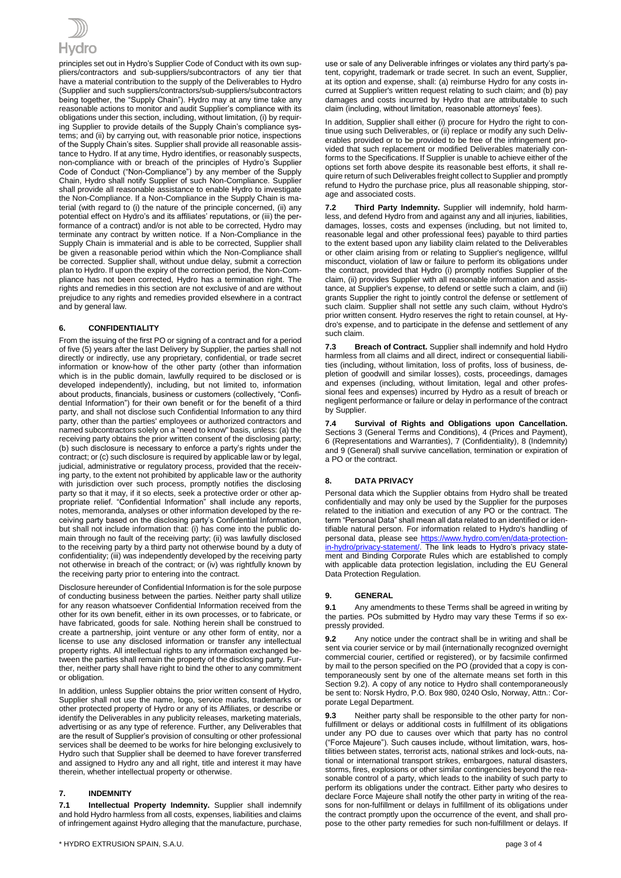principles set out in Hydro's Supplier Code of Conduct with its own suppliers/contractors and sub-suppliers/subcontractors of any tier that have a material contribution to the supply of the Deliverables to Hydro (Supplier and such suppliers/contractors/sub-suppliers/subcontractors being together, the "Supply Chain"). Hydro may at any time take any reasonable actions to monitor and audit Supplier's compliance with its obligations under this section, including, without limitation, (i) by requiring Supplier to provide details of the Supply Chain's compliance systems; and (ii) by carrying out, with reasonable prior notice, inspections of the Supply Chain's sites. Supplier shall provide all reasonable assistance to Hydro. If at any time, Hydro identifies, or reasonably suspects, non-compliance with or breach of the principles of Hydro's Supplier Code of Conduct ("Non-Compliance") by any member of the Supply Chain, Hydro shall notify Supplier of such Non-Compliance. Supplier shall provide all reasonable assistance to enable Hydro to investigate the Non-Compliance. If a Non-Compliance in the Supply Chain is material (with regard to (i) the nature of the principle concerned, (ii) any potential effect on Hydro's and its affiliates' reputations, or (iii) the performance of a contract) and/or is not able to be corrected, Hydro may terminate any contract by written notice. If a Non-Compliance in the Supply Chain is immaterial and is able to be corrected, Supplier shall be given a reasonable period within which the Non-Compliance shall be corrected. Supplier shall, without undue delay, submit a correction plan to Hydro. If upon the expiry of the correction period, the Non-Compliance has not been corrected, Hydro has a termination right. The rights and remedies in this section are not exclusive of and are without prejudice to any rights and remedies provided elsewhere in a contract and by general law.

## 6. CONFIDENTIALITY

From the issuing of the first PO or signing of a contract and for a period of five (5) years after the last Delivery by Supplier, the parties shall not directly or indirectly, use any proprietary, confidential, or trade secret information or know-how of the other party (other than information which is in the public domain, lawfully required to be disclosed or is developed independently), including, but not limited to, information about products, financials, business or customers (collectively, "Confidential Information") for their own benefit or for the benefit of a third party, and shall not disclose such Confidential Information to any third party, other than the parties' employees or authorized contractors and named subcontractors solely on a "need to know" basis, unless: (a) the receiving party obtains the prior written consent of the disclosing party; (b) such disclosure is necessary to enforce a party's rights under the contract; or (c) such disclosure is required by applicable law or by legal, judicial, administrative or regulatory process, provided that the receiving party, to the extent not prohibited by applicable law or the authority with jurisdiction over such process, promptly notifies the disclosing party so that it may, if it so elects, seek a protective order or other appropriate relief. "Confidential Information" shall include any reports, notes, memoranda, analyses or other information developed by the receiving party based on the disclosing party's Confidential Information, but shall not include information that: (i) has come into the public domain through no fault of the receiving party; (ii) was lawfully disclosed to the receiving party by a third party not otherwise bound by a duty of confidentiality; (iii) was independently developed by the receiving party not otherwise in breach of the contract; or (iv) was rightfully known by the receiving party prior to entering into the contract.

Disclosure hereunder of Confidential Information is for the sole purpose of conducting business between the parties. Neither party shall utilize for any reason whatsoever Confidential Information received from the other for its own benefit, either in its own processes, or to fabricate, or have fabricated, goods for sale. Nothing herein shall be construed to create a partnership, joint venture or any other form of entity, nor a license to use any disclosed information or transfer any intellectual property rights. All intellectual rights to any information exchanged between the parties shall remain the property of the disclosing party. Further, neither party shall have right to bind the other to any commitment or obligation.

In addition, unless Supplier obtains the prior written consent of Hydro, Supplier shall not use the name, logo, service marks, trademarks or other protected property of Hydro or any of its Affiliates, or describe or identify the Deliverables in any publicity releases, marketing materials, advertising or as any type of reference. Further, any Deliverables that are the result of Supplier's provision of consulting or other professional services shall be deemed to be works for hire belonging exclusively to Hydro such that Supplier shall be deemed to have forever transferred and assigned to Hydro any and all right, title and interest it may have therein, whether intellectual property or otherwise.

## 7. INDEMNITY

**7.1 Intellectual Property Indemnity.** Supplier shall indemnify and hold Hydro harmless from all costs, expenses, liabilities and claims of infringement against Hydro alleging that the manufacture, purchase, use or sale of any Deliverable infringes or violates any third party's patent, copyright, trademark or trade secret. In such an event, Supplier, at its option and expense, shall: (a) reimburse Hydro for any costs incurred at Supplier's written request relating to such claim; and (b) pay damages and costs incurred by Hydro that are attributable to such claim (including, without limitation, reasonable attorneys' fees).

In addition, Supplier shall either (i) procure for Hydro the right to continue using such Deliverables, or (ii) replace or modify any such Deliverables provided or to be provided to be free of the infringement provided that such replacement or modified Deliverables materially conforms to the Specifications. If Supplier is unable to achieve either of the options set forth above despite its reasonable best efforts, it shall require return of such Deliverables freight collect to Supplier and promptly refund to Hydro the purchase price, plus all reasonable shipping, storage and associated costs.

**7.2 Third Party Indemnity.** Supplier will indemnify, hold harmless, and defend Hydro from and against any and all injuries, liabilities, damages, losses, costs and expenses (including, but not limited to, reasonable legal and other professional fees) payable to third parties to the extent based upon any liability claim related to the Deliverables or other claim arising from or relating to Supplier's negligence, willful misconduct, violation of law or failure to perform its obligations under the contract, provided that Hydro (i) promptly notifies Supplier of the claim, (ii) provides Supplier with all reasonable information and assistance, at Supplier's expense, to defend or settle such a claim, and (iii) grants Supplier the right to jointly control the defense or settlement of such claim. Supplier shall not settle any such claim, without Hydro's prior written consent. Hydro reserves the right to retain counsel, at Hydro's expense, and to participate in the defense and settlement of any such claim.

**7.3 Breach of Contract.** Supplier shall indemnify and hold Hydro harmless from all claims and all direct, indirect or consequential liabilities (including, without limitation, loss of profits, loss of business, depletion of goodwill and similar losses), costs, proceedings, damages and expenses (including, without limitation, legal and other professional fees and expenses) incurred by Hydro as a result of breach or negligent performance or failure or delay in performance of the contract by Supplier.

**7.4 Survival of Rights and Obligations upon Cancellation.** Sections 3 (General Terms and Conditions), 4 (Prices and Payment), 6 (Representations and Warranties), 7 (Confidentiality), 8 (Indemnity) and 9 (General) shall survive cancellation, termination or expiration of a PO or the contract.

## 8. DATA PRIVACY

Personal data which the Supplier obtains from Hydro shall be treated confidentially and may only be used by the Supplier for the purposes related to the initiation and execution of any PO or the contract. The term "Personal Data" shall mean all data related to an identified or identifiable natural person. For information related to Hydro's handling of personal data, please see https://www.hydro.com/en/data-protection-in-hydro/privacy-statement/. The link leads to Hydro's privacy statement and Binding Corporate Rules which are established to comply with applicable data protection legislation, including the EU General Data Protection Regulation.

## 9. GENERAL

**9.1** Any amendments to these Terms shall be agreed in writing by the parties. POs submitted by Hydro may vary these Terms if so expressly provided.

**9.2** Any notice under the contract shall be in writing and shall be sent via courier service or by mail (internationally recognized overnight commercial courier, certified or registered), or by facsimile confirmed by mail to the person specified on the PO (provided that a copy is contemporaneously sent by one of the alternate means set forth in this Section 9.2). A copy of any notice to Hydro shall contemporaneously be sent to: Norsk Hydro, P.O. Box 980, 0240 Oslo, Norway, Attn.: Corporate Legal Department.

**9.3** Neither party shall be responsible to the other party for non-fulfillment or delays or additional costs in fulfillment of its obligations under any PO due to causes over which that party has no control ("Force Majeure"). Such causes include, without limitation, wars, hostilities between states, terrorist acts, national strikes and lock-outs, national or international transport strikes, embargoes, natural disasters, storms, fires, explosions or other similar contingencies beyond the reasonable control of a party, which leads to the inability of such party to perform its obligations under the contract. Either party who desires to declare Force Majeure shall notify the other party in writing of the reasons for non-fulfillment or delays in fulfillment of its obligations under the contract promptly upon the occurrence of the event, and shall propose to the other party remedies for such non-fulfillment or delays. If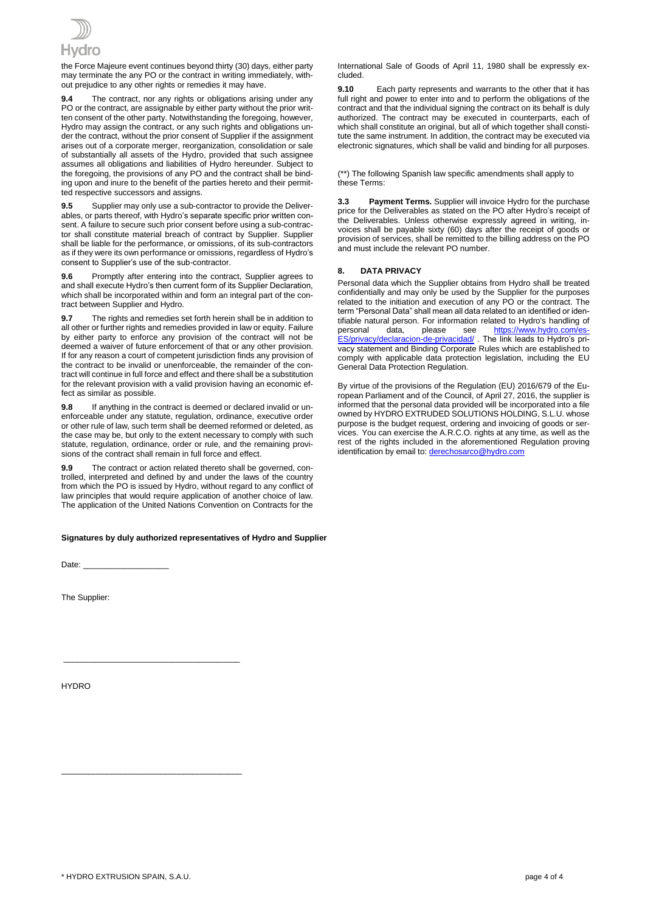the Force Majeure event continues beyond thirty (30) days, either party may terminate the any PO or the contract in writing immediately, without prejudice to any other rights or remedies it may have.

**9.4** The contract, nor any rights or obligations arising under any PO or the contract, are assignable by either party without the prior written consent of the other party. Notwithstanding the foregoing, however, Hydro may assign the contract, or any such rights and obligations under the contract, without the prior consent of Supplier if the assignment arises out of a corporate merger, reorganization, consolidation or sale of substantially all assets of the Hydro, provided that such assignee assumes all obligations and liabilities of Hydro hereunder. Subject to the foregoing, the provisions of any PO and the contract shall be binding upon and inure to the benefit of the parties hereto and their permitted respective successors and assigns.

**9.5** Supplier may only use a sub-contractor to provide the Deliverables, or parts thereof, with Hydro's separate specific prior written consent. A failure to secure such prior consent before using a sub-contractor shall constitute material breach of contract by Supplier. Supplier shall be liable for the performance, or omissions, of its sub-contractors as if they were its own performance or omissions, regardless of Hydro's consent to Supplier's use of the sub-contractor.

**9.6** Promptly after entering into the contract, Supplier agrees to and shall execute Hydro's then current form of its Supplier Declaration, which shall be incorporated within and form an integral part of the contract between Supplier and Hydro.

**9.7** The rights and remedies set forth herein shall be in addition to all other or further rights and remedies provided in law or equity. Failure by either party to enforce any provision of the contract will not be deemed a waiver of future enforcement of that or any other provision. If for any reason a court of competent jurisdiction finds any provision of the contract to be invalid or unenforceable, the remainder of the contract will continue in full force and effect and there shall be a substitution for the relevant provision with a valid provision having an economic effect as similar as possible.

**9.8** If anything in the contract is deemed or declared invalid or unenforceable under any statute, regulation, ordinance, executive order or other rule of law, such term shall be deemed reformed or deleted, as the case may be, but only to the extent necessary to comply with such statute, regulation, ordinance, order or rule, and the remaining provisions of the contract shall remain in full force and effect.

**9.9** The contract or action related thereto shall be governed, controlled, interpreted and defined by and under the laws of the country from which the PO is issued by Hydro, without regard to any conflict of law principles that would require application of another choice of law. The application of the United Nations Convention on Contracts for the International Sale of Goods of April 11, 1980 shall be expressly excluded.

**9.10** Each party represents and warrants to the other that it has full right and power to enter into and to perform the obligations of the contract and that the individual signing the contract on its behalf is duly authorized. The contract may be executed in counterparts, each of which shall constitute an original, but all of which together shall constitute the same instrument. In addition, the contract may be executed via electronic signatures, which shall be valid and binding for all purposes.

(**) The following Spanish law specific amendments shall apply to these Terms:

**3.3** **Payment Terms.** Supplier will invoice Hydro for the purchase price for the Deliverables as stated on the PO after Hydro's receipt of the Deliverables. Unless otherwise expressly agreed in writing, invoices shall be payable sixty (60) days after the receipt of goods or provision of services, shall be remitted to the billing address on the PO and must include the relevant PO number.

**8. DATA PRIVACY**

Personal data which the Supplier obtains from Hydro shall be treated confidentially and may only be used by the Supplier for the purposes related to the initiation and execution of any PO or the contract. The term "Personal Data" shall mean all data related to an identified or identifiable natural person. For information related to Hydro's handling of personal data, please see https://www.hydro.com/es-ES/privacy/declaracion-de-privacidad/ . The link leads to Hydro's privacy statement and Binding Corporate Rules which are established to comply with applicable data protection legislation, including the EU General Data Protection Regulation.

By virtue of the provisions of the Regulation (EU) 2016/679 of the European Parliament and of the Council, of April 27, 2016, the supplier is informed that the personal data provided will be incorporated into a file owned by HYDRO EXTRUDED SOLUTIONS HOLDING, S.L.U. whose purpose is the budget request, ordering and invoicing of goods or services. You can exercise the A.R.C.O. rights at any time, as well as the rest of the rights included in the aforementioned Regulation proving identification by email to: derechosarco@hydro.com

**Signatures by duly authorized representatives of Hydro and Supplier**

Date: ___________________

The Supplier:

______________________________________

HYDRO

______________________________________

* HYDRO EXTRUSION SPAIN, S.A.U.